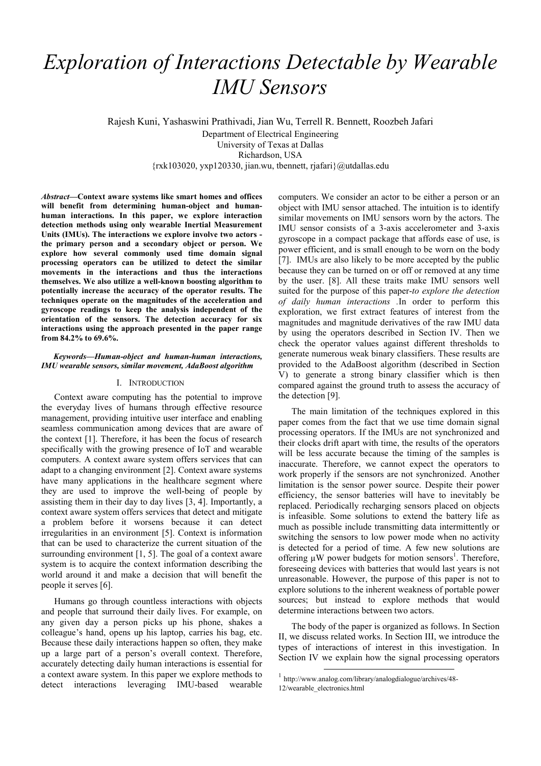# *Exploration of Interactions Detectable by Wearable IMU Sensors*

Rajesh Kuni, Yashaswini Prathivadi, Jian Wu, Terrell R. Bennett, Roozbeh Jafari

Department of Electrical Engineering
University of Texas at Dallas
Richardson, USA
{rxk103020, yxp120330, jian.wu, tbennett, rjafari}@utdallas.edu

***Abstract*—Context aware systems like smart homes and offices will benefit from determining human-object and human-human interactions. In this paper, we explore interaction detection methods using only wearable Inertial Measurement Units (IMUs). The interactions we explore involve two actors - the primary person and a secondary object or person. We explore how several commonly used time domain signal processing operators can be utilized to detect the similar movements in the interactions and thus the interactions themselves. We also utilize a well-known boosting algorithm to potentially increase the accuracy of the operator results. The techniques operate on the magnitudes of the acceleration and gyroscope readings to keep the analysis independent of the orientation of the sensors. The detection accuracy for six interactions using the approach presented in the paper range from 84.2% to 69.6%.**

***Keywords—Human-object and human-human interactions, IMU wearable sensors, similar movement, AdaBoost algorithm***

## I. Introduction

Context aware computing has the potential to improve the everyday lives of humans through effective resource management, providing intuitive user interface and enabling seamless communication among devices that are aware of the context [1]. Therefore, it has been the focus of research specifically with the growing presence of IoT and wearable computers. A context aware system offers services that can adapt to a changing environment [2]. Context aware systems have many applications in the healthcare segment where they are used to improve the well-being of people by assisting them in their day to day lives [3, 4]. Importantly, a context aware system offers services that detect and mitigate a problem before it worsens because it can detect irregularities in an environment [5]. Context is information that can be used to characterize the current situation of the surrounding environment [1, 5]. The goal of a context aware system is to acquire the context information describing the world around it and make a decision that will benefit the people it serves [6].

Humans go through countless interactions with objects and people that surround their daily lives. For example, on any given day a person picks up his phone, shakes a colleague's hand, opens up his laptop, carries his bag, etc. Because these daily interactions happen so often, they make up a large part of a person's overall context. Therefore, accurately detecting daily human interactions is essential for a context aware system. In this paper we explore methods to detect interactions leveraging IMU-based wearable computers. We consider an actor to be either a person or an object with IMU sensor attached. The intuition is to identify similar movements on IMU sensors worn by the actors. The IMU sensor consists of a 3-axis accelerometer and 3-axis gyroscope in a compact package that affords ease of use, is power efficient, and is small enough to be worn on the body [7]. IMUs are also likely to be more accepted by the public because they can be turned on or off or removed at any time by the user. [8]. All these traits make IMU sensors well suited for the purpose of this paper-*to explore the detection of daily human interactions* .In order to perform this exploration, we first extract features of interest from the magnitudes and magnitude derivatives of the raw IMU data by using the operators described in Section IV. Then we check the operator values against different thresholds to generate numerous weak binary classifiers. These results are provided to the AdaBoost algorithm (described in Section V) to generate a strong binary classifier which is then compared against the ground truth to assess the accuracy of the detection [9].

The main limitation of the techniques explored in this paper comes from the fact that we use time domain signal processing operators. If the IMUs are not synchronized and their clocks drift apart with time, the results of the operators will be less accurate because the timing of the samples is inaccurate. Therefore, we cannot expect the operators to work properly if the sensors are not synchronized. Another limitation is the sensor power source. Despite their power efficiency, the sensor batteries will have to inevitably be replaced. Periodically recharging sensors placed on objects is infeasible. Some solutions to extend the battery life as much as possible include transmitting data intermittently or switching the sensors to low power mode when no activity is detected for a period of time. A few new solutions are offering µW power budgets for motion sensors[1]. Therefore, foreseeing devices with batteries that would last years is not unreasonable. However, the purpose of this paper is not to explore solutions to the inherent weakness of portable power sources; but instead to explore methods that would determine interactions between two actors.

The body of the paper is organized as follows. In Section II, we discuss related works. In Section III, we introduce the types of interactions of interest in this investigation. In Section IV we explain how the signal processing operators

[1] http://www.analog.com/library/analogdialogue/archives/48-12/wearable_electronics.html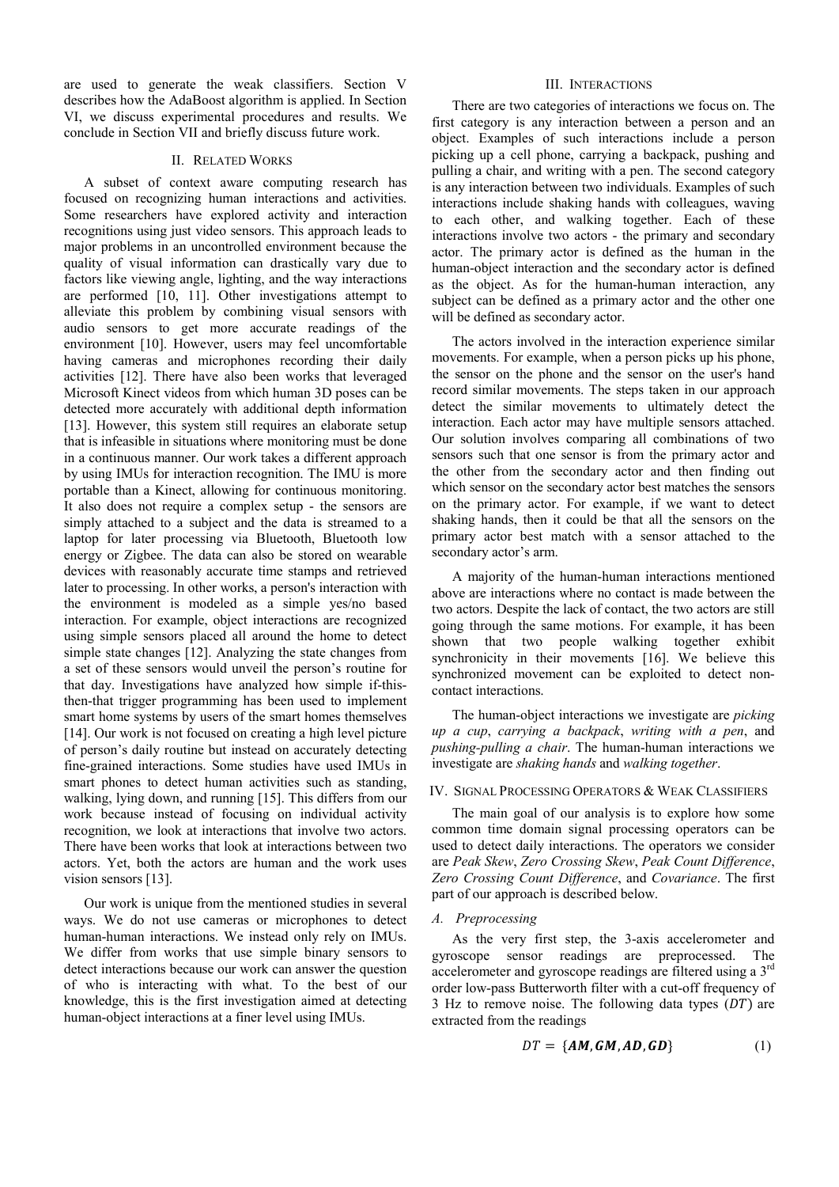are used to generate the weak classifiers. Section V describes how the AdaBoost algorithm is applied. In Section VI, we discuss experimental procedures and results. We conclude in Section VII and briefly discuss future work.

## II. Related Works

A subset of context aware computing research has focused on recognizing human interactions and activities. Some researchers have explored activity and interaction recognitions using just video sensors. This approach leads to major problems in an uncontrolled environment because the quality of visual information can drastically vary due to factors like viewing angle, lighting, and the way interactions are performed [10, 11]. Other investigations attempt to alleviate this problem by combining visual sensors with audio sensors to get more accurate readings of the environment [10]. However, users may feel uncomfortable having cameras and microphones recording their daily activities [12]. There have also been works that leveraged Microsoft Kinect videos from which human 3D poses can be detected more accurately with additional depth information [13]. However, this system still requires an elaborate setup that is infeasible in situations where monitoring must be done in a continuous manner. Our work takes a different approach by using IMUs for interaction recognition. The IMU is more portable than a Kinect, allowing for continuous monitoring. It also does not require a complex setup - the sensors are simply attached to a subject and the data is streamed to a laptop for later processing via Bluetooth, Bluetooth low energy or Zigbee. The data can also be stored on wearable devices with reasonably accurate time stamps and retrieved later to processing. In other works, a person's interaction with the environment is modeled as a simple yes/no based interaction. For example, object interactions are recognized using simple sensors placed all around the home to detect simple state changes [12]. Analyzing the state changes from a set of these sensors would unveil the person's routine for that day. Investigations have analyzed how simple if-this-then-that trigger programming has been used to implement smart home systems by users of the smart homes themselves [14]. Our work is not focused on creating a high level picture of person's daily routine but instead on accurately detecting fine-grained interactions. Some studies have used IMUs in smart phones to detect human activities such as standing, walking, lying down, and running [15]. This differs from our work because instead of focusing on individual activity recognition, we look at interactions that involve two actors. There have been works that look at interactions between two actors. Yet, both the actors are human and the work uses vision sensors [13].

Our work is unique from the mentioned studies in several ways. We do not use cameras or microphones to detect human-human interactions. We instead only rely on IMUs. We differ from works that use simple binary sensors to detect interactions because our work can answer the question of who is interacting with what. To the best of our knowledge, this is the first investigation aimed at detecting human-object interactions at a finer level using IMUs.

## III. Interactions

There are two categories of interactions we focus on. The first category is any interaction between a person and an object. Examples of such interactions include a person picking up a cell phone, carrying a backpack, pushing and pulling a chair, and writing with a pen. The second category is any interaction between two individuals. Examples of such interactions include shaking hands with colleagues, waving to each other, and walking together. Each of these interactions involve two actors - the primary and secondary actor. The primary actor is defined as the human in the human-object interaction and the secondary actor is defined as the object. As for the human-human interaction, any subject can be defined as a primary actor and the other one will be defined as secondary actor.

The actors involved in the interaction experience similar movements. For example, when a person picks up his phone, the sensor on the phone and the sensor on the user's hand record similar movements. The steps taken in our approach detect the similar movements to ultimately detect the interaction. Each actor may have multiple sensors attached. Our solution involves comparing all combinations of two sensors such that one sensor is from the primary actor and the other from the secondary actor and then finding out which sensor on the secondary actor best matches the sensors on the primary actor. For example, if we want to detect shaking hands, then it could be that all the sensors on the primary actor best match with a sensor attached to the secondary actor's arm.

A majority of the human-human interactions mentioned above are interactions where no contact is made between the two actors. Despite the lack of contact, the two actors are still going through the same motions. For example, it has been shown that two people walking together exhibit synchronicity in their movements [16]. We believe this synchronized movement can be exploited to detect non-contact interactions.

The human-object interactions we investigate are *picking up a cup*, *carrying a backpack*, *writing with a pen*, and *pushing-pulling a chair*. The human-human interactions we investigate are *shaking hands* and *walking together*.

## IV. Signal Processing Operators & Weak Classifiers

The main goal of our analysis is to explore how some common time domain signal processing operators can be used to detect daily interactions. The operators we consider are *Peak Skew*, *Zero Crossing Skew*, *Peak Count Difference*, *Zero Crossing Count Difference*, and *Covariance*. The first part of our approach is described below.

### A. Preprocessing

As the very first step, the 3-axis accelerometer and gyroscope sensor readings are preprocessed. The accelerometer and gyroscope readings are filtered using a 3rd order low-pass Butterworth filter with a cut-off frequency of 3 Hz to remove noise. The following data types ($DT$) are extracted from the readings

$$DT = \{\boldsymbol{AM}, \boldsymbol{GM}, \boldsymbol{AD}, \boldsymbol{GD}\} \tag{1}$$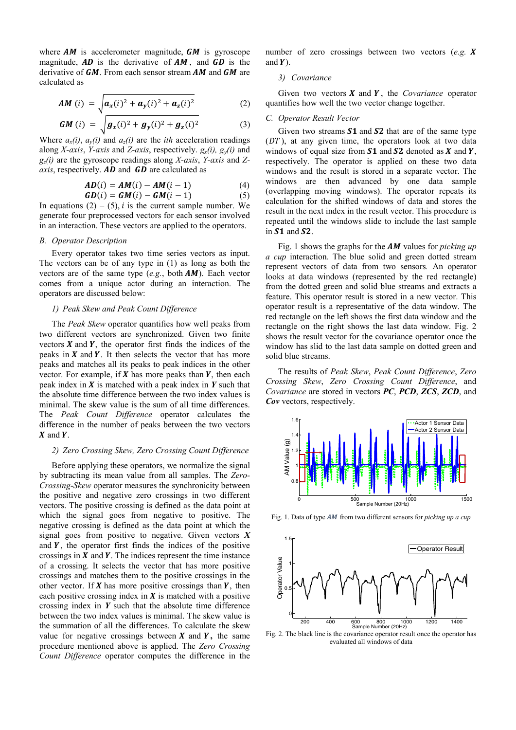where $\boldsymbol{AM}$ is accelerometer magnitude, $\boldsymbol{GM}$ is gyroscope magnitude, $\boldsymbol{AD}$ is the derivative of $\boldsymbol{AM}$, and $\boldsymbol{GD}$ is the derivative of $\boldsymbol{GM}$. From each sensor stream $\boldsymbol{AM}$ and $\boldsymbol{GM}$ are calculated as

$$\boldsymbol{AM}(i) = \sqrt{\boldsymbol{a_x}(i)^2 + \boldsymbol{a_y}(i)^2 + \boldsymbol{a_z}(i)^2} \tag{2}$$

$$\boldsymbol{GM}(i) = \sqrt{\boldsymbol{g_x}(i)^2 + \boldsymbol{g_y}(i)^2 + \boldsymbol{g_z}(i)^2} \tag{3}$$

Where $a_x(i)$, $a_y(i)$ and $a_z(i)$ are the *ith* acceleration readings along *X-axis*, *Y-axis* and *Z-axis*, respectively. $g_x(i)$, $g_y(i)$ and $g_z(i)$ are the gyroscope readings along *X-axis*, *Y-axis* and *Z-axis*, respectively. $\boldsymbol{AD}$ and $\boldsymbol{GD}$ are calculated as

$$\boldsymbol{AD}(i) = \boldsymbol{AM}(i) - \boldsymbol{AM}(i-1) \tag{4}$$

$$\boldsymbol{GD}(i) = \boldsymbol{GM}(i) - \boldsymbol{GM}(i-1) \tag{5}$$

In equations (2) – (5), $i$ is the current sample number. We generate four preprocessed vectors for each sensor involved in an interaction. These vectors are applied to the operators.

### *B. Operator Description*

Every operator takes two time series vectors as input. The vectors can be of any type in (1) as long as both the vectors are of the same type (*e.g.*, both $\boldsymbol{AM}$). Each vector comes from a unique actor during an interaction. The operators are discussed below:

#### *1) Peak Skew and Peak Count Difference*

The *Peak Skew* operator quantifies how well peaks from two different vectors are synchronized. Given two finite vectors $\boldsymbol{X}$ and $\boldsymbol{Y}$, the operator first finds the indices of the peaks in $\boldsymbol{X}$ and $\boldsymbol{Y}$. It then selects the vector that has more peaks and matches all its peaks to peak indices in the other vector. For example, if $\boldsymbol{X}$ has more peaks than $\boldsymbol{Y}$, then each peak index in $\boldsymbol{X}$ is matched with a peak index in $\boldsymbol{Y}$ such that the absolute time difference between the two index values is minimal. The skew value is the sum of all time differences. The *Peak Count Difference* operator calculates the difference in the number of peaks between the two vectors $\boldsymbol{X}$ and $\boldsymbol{Y}$.

#### *2) Zero Crossing Skew, Zero Crossing Count Difference*

Before applying these operators, we normalize the signal by subtracting its mean value from all samples. The *Zero-Crossing-Skew* operator measures the synchronicity between the positive and negative zero crossings in two different vectors. The positive crossing is defined as the data point at which the signal goes from negative to positive. The negative crossing is defined as the data point at which the signal goes from positive to negative. Given vectors $\boldsymbol{X}$ and $\boldsymbol{Y}$, the operator first finds the indices of the positive crossings in $\boldsymbol{X}$ and $\boldsymbol{Y}$. The indices represent the time instance of a crossing. It selects the vector that has more positive crossings and matches them to the positive crossings in the other vector. If $\boldsymbol{X}$ has more positive crossings than $\boldsymbol{Y}$, then each positive crossing index in $\boldsymbol{X}$ is matched with a positive crossing index in $\boldsymbol{Y}$ such that the absolute time difference between the two index values is minimal. The skew value is the summation of all the differences. To calculate the skew value for negative crossings between $\boldsymbol{X}$ and $\boldsymbol{Y}$, the same procedure mentioned above is applied. The *Zero Crossing Count Difference* operator computes the difference in the number of zero crossings between two vectors (*e.g.* $\boldsymbol{X}$ and $\boldsymbol{Y}$).

#### *3) Covariance*

Given two vectors $\boldsymbol{X}$ and $\boldsymbol{Y}$, the *Covariance* operator quantifies how well the two vector change together.

### *C. Operator Result Vector*

Given two streams $\boldsymbol{S1}$ and $\boldsymbol{S2}$ that are of the same type ($DT$), at any given time, the operators look at two data windows of equal size from $\boldsymbol{S1}$ and $\boldsymbol{S2}$ denoted as $\boldsymbol{X}$ and $\boldsymbol{Y}$, respectively. The operator is applied on these two data windows and the result is stored in a separate vector. The windows are then advanced by one data sample (overlapping moving windows). The operator repeats its calculation for the shifted windows of data and stores the result in the next index in the result vector. This procedure is repeated until the windows slide to include the last sample in $\boldsymbol{S1}$ and $\boldsymbol{S2}$.

Fig. 1 shows the graphs for the $\boldsymbol{AM}$ values for *picking up a cup* interaction. The blue solid and green dotted stream represent vectors of data from two sensors*.* An operator looks at data windows (represented by the red rectangle) from the dotted green and solid blue streams and extracts a feature. This operator result is stored in a new vector. This operator result is a representative of the data window. The red rectangle on the left shows the first data window and the rectangle on the right shows the last data window. Fig. 2 shows the result vector for the covariance operator once the window has slid to the last data sample on dotted green and solid blue streams.

The results of *Peak Skew*, *Peak Count Difference*, *Zero Crossing Skew*, *Zero Crossing Count Difference*, and *Covariance* are stored in vectors $\boldsymbol{PC}$, $\boldsymbol{PCD}$, $\boldsymbol{ZCS}$, $\boldsymbol{ZCD}$, and $\boldsymbol{Cov}$ vectors, respectively.

Fig. 1. Data of type $\boldsymbol{AM}$ from two different sensors for *picking up a cup*

Fig. 2. The black line is the covariance operator result once the operator has evaluated all windows of data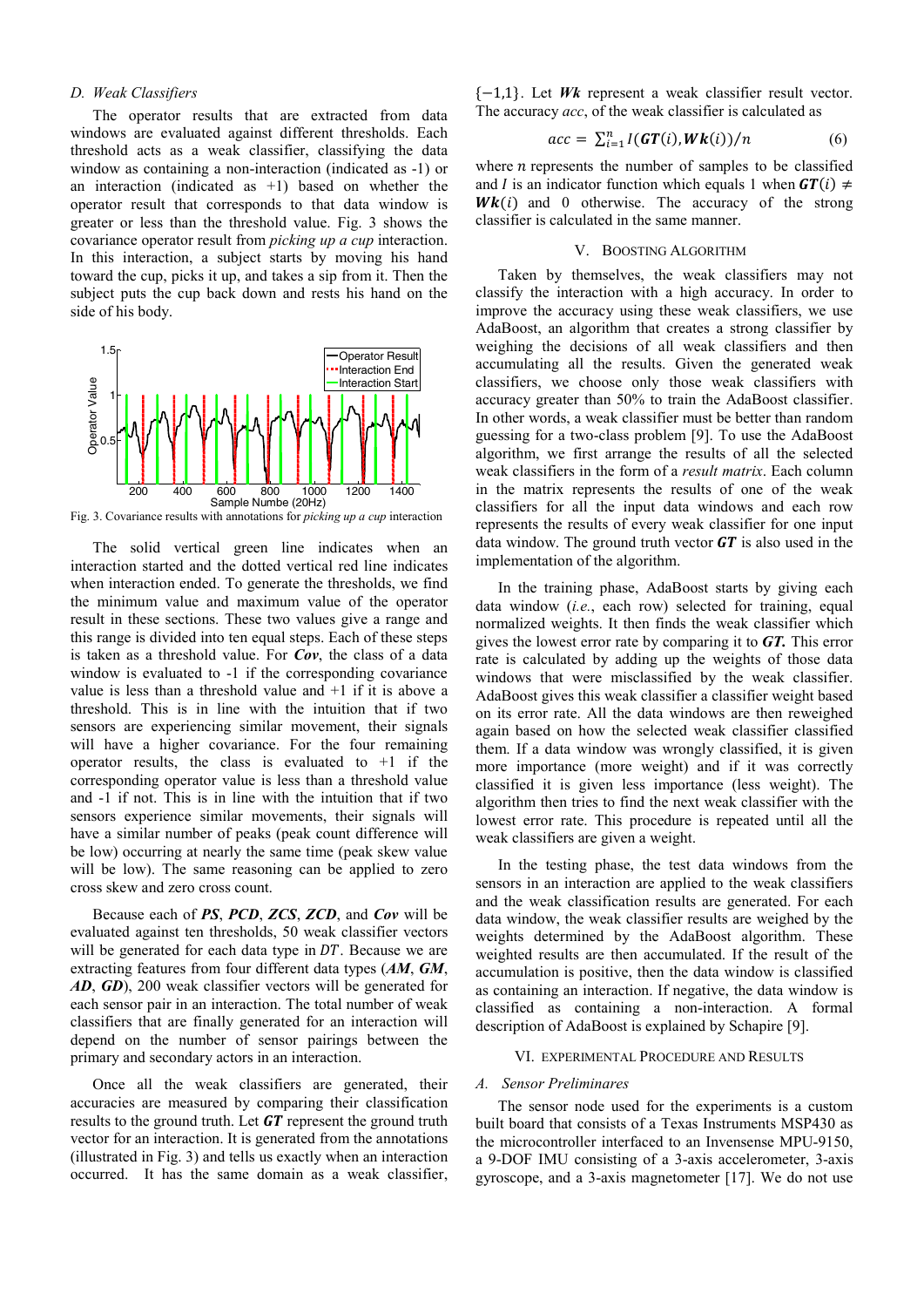### D. Weak Classifiers

The operator results that are extracted from data windows are evaluated against different thresholds. Each threshold acts as a weak classifier, classifying the data window as containing a non-interaction (indicated as -1) or an interaction (indicated as +1) based on whether the operator result that corresponds to that data window is greater or less than the threshold value. Fig. 3 shows the covariance operator result from *picking up a cup* interaction. In this interaction, a subject starts by moving his hand toward the cup, picks it up, and takes a sip from it. Then the subject puts the cup back down and rests his hand on the side of his body.

Fig. 3. Covariance results with annotations for *picking up a cup* interaction

The solid vertical green line indicates when an interaction started and the dotted vertical red line indicates when interaction ended. To generate the thresholds, we find the minimum value and maximum value of the operator result in these sections. These two values give a range and this range is divided into ten equal steps. Each of these steps is taken as a threshold value. For ***Cov***, the class of a data window is evaluated to -1 if the corresponding covariance value is less than a threshold value and +1 if it is above a threshold. This is in line with the intuition that if two sensors are experiencing similar movement, their signals will have a higher covariance. For the four remaining operator results, the class is +1 if the corresponding operator value is less than a threshold value and -1 if not. This is in line with the intuition that if two sensors experience similar movements, their signals will have a similar number of peaks (peak count difference will be low) occurring at nearly the same time (peak skew value will be low). The same reasoning can be applied to zero cross skew and zero cross count.

Because each of ***PS***, ***PCD***, ***ZCS***, ***ZCD***, and ***Cov*** will be evaluated against ten thresholds, 50 weak classifier vectors will be generated for each data type in $DT$. Because we are extracting features from four different data types (***AM***, ***GM***, ***AD***, ***GD***), 200 weak classifier vectors will be generated for each sensor pair in an interaction. The total number of weak classifiers that are finally generated for an interaction will depend on the number of sensor pairings between the primary and secondary actors in an interaction.

Once all the weak classifiers are generated, their accuracies are measured by comparing their classification results to the ground truth. Let ***GT*** represent the ground truth vector for an interaction. It is generated from the annotations (illustrated in Fig. 3) and tells us exactly when an interaction occurred. It has the same domain as a weak classifier, $\{-1,1\}$. Let ***Wk*** represent a weak classifier result vector. The accuracy *acc*, of the weak classifier is calculated as

$$acc = \sum_{i=1}^{n} I(\boldsymbol{GT}(i), \boldsymbol{Wk}(i))/n \qquad (6)$$

where $n$ represents the number of samples to be classified and $I$ is an indicator function which equals 1 when $\boldsymbol{GT}(i) \neq \boldsymbol{Wk}(i)$ and 0 otherwise. The accuracy of the strong classifier is calculated in the same manner.

## V. Boosting Algorithm

Taken by themselves, the weak classifiers may not classify the interaction with a high accuracy. In order to improve the accuracy using these weak classifiers, we use AdaBoost, an algorithm that creates a strong classifier by weighing the decisions of all weak classifiers and then accumulating all the results. Given the generated weak classifiers, we choose only those weak classifiers with accuracy greater than 50% to train the AdaBoost classifier. In other words, a weak classifier must be better than random guessing for a two-class problem [9]. To use the AdaBoost algorithm, we first arrange the results of all the selected weak classifiers in the form of a *result matrix*. Each column in the matrix represents the results of one of the weak classifiers for all the input data windows and each row represents the results of every weak classifier for one input data window. The ground truth vector ***GT*** is also used in the implementation of the algorithm.

In the training phase, AdaBoost starts by giving each data window (*i.e.*, each row) selected for training, equal normalized weights. It then finds the weak classifier which gives the lowest error rate by comparing it to ***GT***. This error rate is calculated by adding up the weights of those data windows that were misclassified by the weak classifier. AdaBoost gives this weak classifier a classifier weight based on its error rate. All the data windows are then reweighted again based on how the selected weak classifier classified them. If a data window was wrongly classified, it is given more importance (more weight) and if it was correctly classified it is given less importance (less weight). The algorithm then tries to find the next weak classifier with the lowest error rate. This procedure is repeated until all the weak classifiers are given a weight.

In the testing phase, the test data windows from the sensors in an interaction are applied to the weak classifiers and the weak classification results are generated. For each data window, the weak classifier results are weighed by the weights determined by the AdaBoost algorithm. These weighted results are then accumulated. If the result of the accumulation is positive, then the data window is classified as containing an interaction. If negative, the data window is classified as containing a non-interaction. A formal description of AdaBoost is explained by Schapire [9].

## VI. Experimental Procedure and Results

### A. Sensor Preliminares

The sensor node used for the experiments is a custom built board that consists of a Texas Instruments MSP430 as the microcontroller interfaced to an Invensense MPU-9150, a 9-DOF IMU consisting of a 3-axis accelerometer, 3-axis gyroscope, and a 3-axis magnetometer [17]. We do not use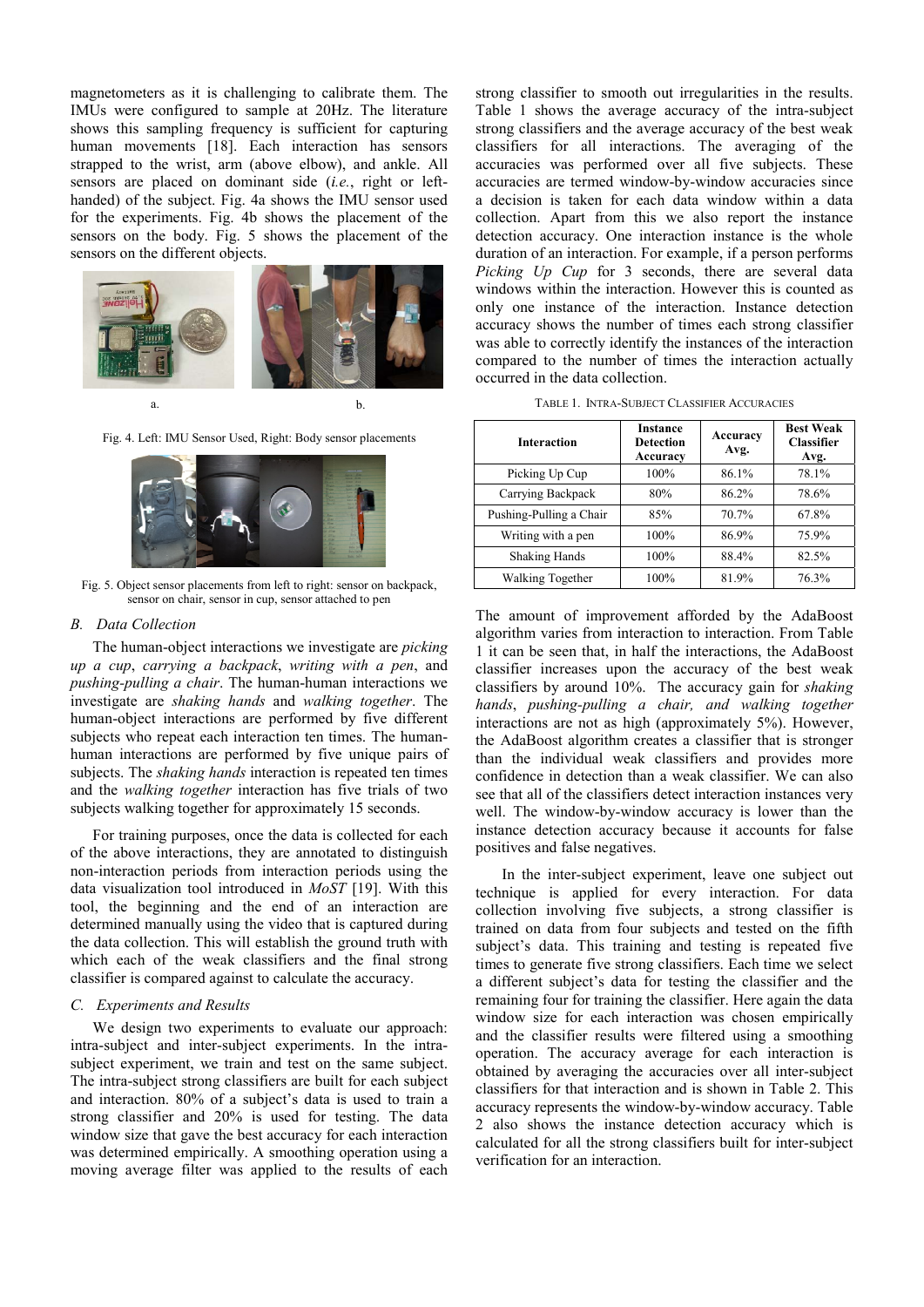magnetometers as it is challenging to calibrate them. The IMUs were configured to sample at 20Hz. The literature shows this sampling frequency is sufficient for capturing human movements [18]. Each interaction has sensors strapped to the wrist, arm (above elbow), and ankle. All sensors are placed on dominant side (*i.e.*, right or left-handed) of the subject. Fig. 4a shows the IMU sensor used for the experiments. Fig. 4b shows the placement of the sensors on the body. Fig. 5 shows the placement of the sensors on the different objects.

a. b.

Fig. 4. Left: IMU Sensor Used, Right: Body sensor placements

Fig. 5. Object sensor placements from left to right: sensor on backpack, sensor on chair, sensor in cup, sensor attached to pen

### B. Data Collection

The human-object interactions we investigate are *picking up a cup*, *carrying a backpack*, *writing with a pen*, and *pushing-pulling a chair*. The human-human interactions we investigate are *shaking hands* and *walking together*. The human-object interactions are performed by five different subjects who repeat each interaction ten times. The human-human interactions are performed by five unique pairs of subjects. The *shaking hands* interaction is repeated ten times and the *walking together* interaction has five trials of two subjects walking together for approximately 15 seconds.

For training purposes, once the data is collected for each of the above interactions, they are annotated to distinguish non-interaction periods from interaction periods using the data visualization tool introduced in *MoST* [19]. With this tool, the beginning and the end of an interaction are determined manually using the video that is captured during the data collection. This will establish the ground truth with which each of the weak classifiers and the final strong classifier is compared against to calculate the accuracy.

### C. Experiments and Results

We design two experiments to evaluate our approach: intra-subject and inter-subject experiments. In the intra-subject experiment, we train and test on the same subject. The intra-subject strong classifiers are built for each subject and interaction. 80% of a subject's data is used to train a strong classifier and 20% is used for testing. The data window size that gave the best accuracy for each interaction was determined empirically. A smoothing operation using a moving average filter was applied to the results of each strong classifier to smooth out irregularities in the results. Table 1 shows the average accuracy of the intra-subject strong classifiers and the average accuracy of the best weak classifiers for all interactions. The averaging of the accuracies was performed over all five subjects. These accuracies are termed window-by-window accuracies since a decision is taken for each data window within a data collection. Apart from this we also report the instance detection accuracy. One interaction instance is the whole duration of an interaction. For example, if a person performs *Picking Up Cup* for 3 seconds, there are several data windows within the interaction. However this is counted as only one instance of the interaction. Instance detection accuracy shows the number of times each strong classifier was able to correctly identify the instances of the interaction compared to the number of times the interaction actually occurred in the data collection.

TABLE 1. INTRA-SUBJECT CLASSIFIER ACCURACIES

| Interaction | Instance Detection Accuracy | Accuracy Avg. | Best Weak Classifier Avg. |
|---|---|---|---|
| Picking Up Cup | 100% | 86.1% | 78.1% |
| Carrying Backpack | 80% | 86.2% | 78.6% |
| Pushing-Pulling a Chair | 85% | 70.7% | 67.8% |
| Writing with a pen | 100% | 86.9% | 75.9% |
| Shaking Hands | 100% | 88.4% | 82.5% |
| Walking Together | 100% | 81.9% | 76.3% |

The amount of improvement afforded by the AdaBoost algorithm varies from interaction to interaction. From Table 1 it can be seen that, in half the interactions, the AdaBoost classifier increases upon the accuracy of the best weak classifiers by around 10%. The accuracy gain for *shaking hands*, *pushing-pulling a chair, and walking together* interactions are not as high (approximately 5%). However, the AdaBoost algorithm creates a classifier that is stronger than the individual weak classifiers and provides more confidence in detection than a weak classifier. We can also see that all of the classifiers detect interaction instances very well. The window-by-window accuracy is lower than the instance detection accuracy because it accounts for false positives and false negatives.

In the inter-subject experiment, leave one subject out technique is applied for every interaction. For data collection involving five subjects, a strong classifier is trained on data from four subjects and tested on the fifth subject's data. This training and testing is repeated five times to generate five strong classifiers. Each time we select a different subject's data for testing the classifier and the remaining four for training the classifier. Here again the data window size for each interaction was chosen empirically and the classifier results were filtered using a smoothing operation. The accuracy average for each interaction is obtained by averaging the accuracies over all inter-subject classifiers for that interaction and is shown in Table 2. This accuracy represents the window-by-window accuracy. Table 2 also shows the instance detection accuracy which is calculated for all the strong classifiers built for inter-subject verification for an interaction.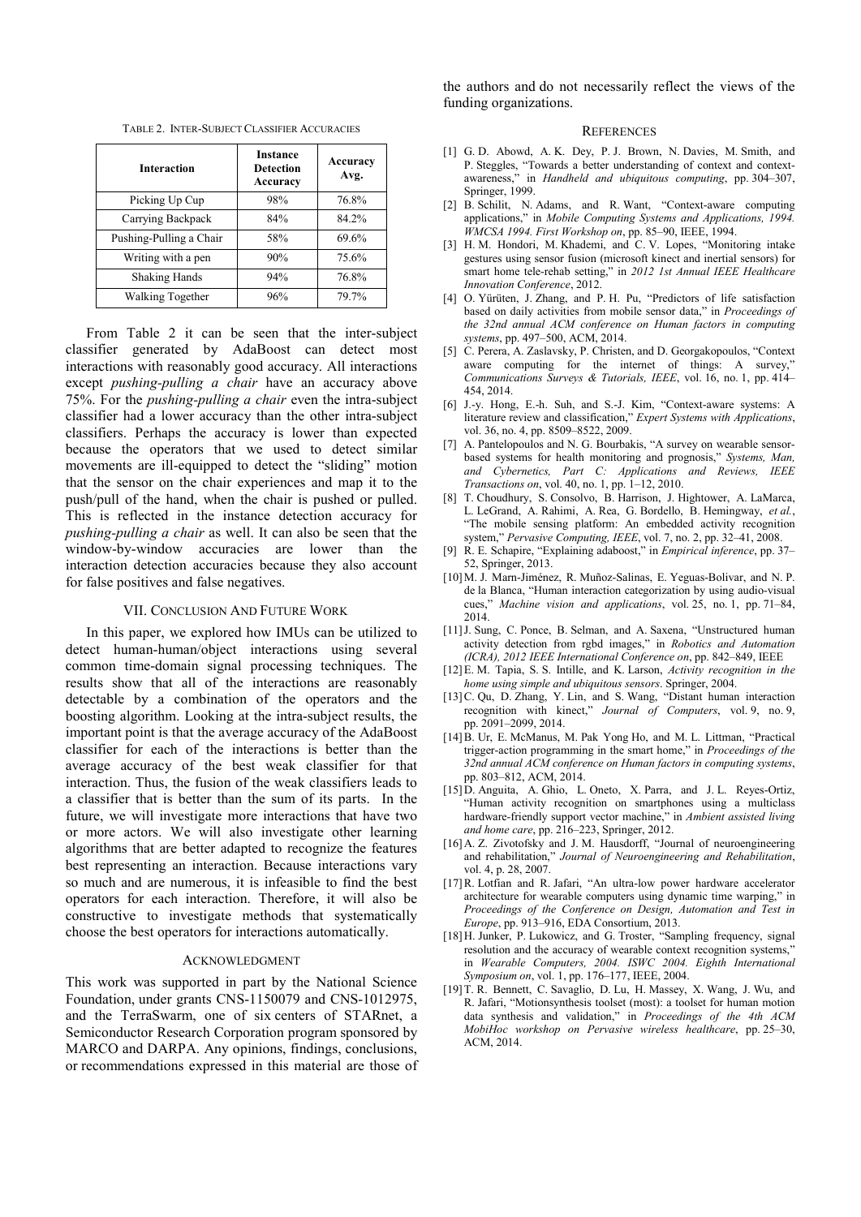TABLE 2. INTER-SUBJECT CLASSIFIER ACCURACIES

| Interaction | Instance Detection Accuracy | Accuracy Avg. |
|---|---|---|
| Picking Up Cup | 98% | 76.8% |
| Carrying Backpack | 84% | 84.2% |
| Pushing-Pulling a Chair | 58% | 69.6% |
| Writing with a pen | 90% | 75.6% |
| Shaking Hands | 94% | 76.8% |
| Walking Together | 96% | 79.7% |

From Table 2 it can be seen that the inter-subject classifier generated by AdaBoost can detect most interactions with reasonably good accuracy. All interactions except *pushing-pulling a chair* have an accuracy above 75%. For the *pushing-pulling a chair* even the intra-subject classifier had a lower accuracy than the other intra-subject classifiers. Perhaps the accuracy is lower than expected because the operators that we used to detect similar movements are ill-equipped to detect the "sliding" motion that the sensor on the chair experiences and map it to the push/pull of the hand, when the chair is pushed or pulled. This is reflected in the instance detection accuracy for *pushing-pulling a chair* as well. It can also be seen that the window-by-window accuracies are lower than the interaction detection accuracies because they also account for false positives and false negatives.

## VII. CONCLUSION AND FUTURE WORK

In this paper, we explored how IMUs can be utilized to detect human-human/object interactions using several common time-domain signal processing techniques. The results show that all of the interactions are reasonably detectable by a combination of the operators and the boosting algorithm. Looking at the intra-subject results, the important point is that the average accuracy of the AdaBoost classifier for each of the interactions is better than the average accuracy of the best weak classifier for that interaction. Thus, the fusion of the weak classifiers leads to a classifier that is better than the sum of its parts. In the future, we will investigate more interactions that have two or more actors. We will also investigate other learning algorithms that are better adapted to recognize the features best representing an interaction. Because interactions vary so much and are numerous, it is infeasible to find the best operators for each interaction. Therefore, it will also be constructive to investigate methods that systematically choose the best operators for interactions automatically.

## ACKNOWLEDGMENT

This work was supported in part by the National Science Foundation, under grants CNS-1150079 and CNS-1012975, and the TerraSwarm, one of six centers of STARnet, a Semiconductor Research Corporation program sponsored by MARCO and DARPA. Any opinions, findings, conclusions, or recommendations expressed in this material are those of the authors and do not necessarily reflect the views of the funding organizations.

## REFERENCES

[1] G. D. Abowd, A. K. Dey, P. J. Brown, N. Davies, M. Smith, and P. Steggles, "Towards a better understanding of context and context-awareness," in *Handheld and ubiquitous computing*, pp. 304–307, Springer, 1999.

[2] B. Schilit, N. Adams, and R. Want, "Context-aware computing applications," in *Mobile Computing Systems and Applications, 1994. WMCSA 1994. First Workshop on*, pp. 85–90, IEEE, 1994.

[3] H. M. Hondori, M. Khademi, and C. V. Lopes, "Monitoring intake gestures using sensor fusion (microsoft kinect and inertial sensors) for smart home tele-rehab setting," in *2012 1st Annual IEEE Healthcare Innovation Conference*, 2012.

[4] O. Yürüten, J. Zhang, and P. H. Pu, "Predictors of life satisfaction based on daily activities from mobile sensor data," in *Proceedings of the 32nd annual ACM conference on Human factors in computing systems*, pp. 497–500, ACM, 2014.

[5] C. Perera, A. Zaslavsky, P. Christen, and D. Georgakopoulos, "Context aware computing for the internet of things: A survey," *Communications Surveys & Tutorials, IEEE*, vol. 16, no. 1, pp. 414–454, 2014.

[6] J.-y. Hong, E.-h. Suh, and S.-J. Kim, "Context-aware systems: A literature review and classification," *Expert Systems with Applications*, vol. 36, no. 4, pp. 8509–8522, 2009.

[7] A. Pantelopoulos and N. G. Bourbakis, "A survey on wearable sensor-based systems for health monitoring and prognosis," *Systems, Man, and Cybernetics, Part C: Applications and Reviews, IEEE Transactions on*, vol. 40, no. 1, pp. 1–12, 2010.

[8] T. Choudhury, S. Consolvo, B. Harrison, J. Hightower, A. LaMarca, L. LeGrand, A. Rahimi, A. Rea, G. Bordello, B. Hemingway, *et al.*, "The mobile sensing platform: An embedded activity recognition system," *Pervasive Computing, IEEE*, vol. 7, no. 2, pp. 32–41, 2008.

[9] R. E. Schapire, "Explaining adaboost," in *Empirical inference*, pp. 37–52, Springer, 2013.

[10] M. J. Marn-Jiménez, R. Muñoz-Salinas, E. Yeguas-Bolivar, and N. P. de la Blanca, "Human interaction categorization by using audio-visual cues," *Machine vision and applications*, vol. 25, no. 1, pp. 71–84, 2014.

[11] J. Sung, C. Ponce, B. Selman, and A. Saxena, "Unstructured human activity detection from rgbd images," in *Robotics and Automation (ICRA), 2012 IEEE International Conference on*, pp. 842–849, IEEE

[12] E. M. Tapia, S. S. Intille, and K. Larson, *Activity recognition in the home using simple and ubiquitous sensors*. Springer, 2004.

[13] C. Qu, D. Zhang, Y. Lin, and S. Wang, "Distant human interaction recognition with kinect," *Journal of Computers*, vol. 9, no. 9, pp. 2091–2099, 2014.

[14] B. Ur, E. McManus, M. Pak Yong Ho, and M. L. Littman, "Practical trigger-action programming in the smart home," in *Proceedings of the 32nd annual ACM conference on Human factors in computing systems*, pp. 803–812, ACM, 2014.

[15] D. Anguita, A. Ghio, L. Oneto, X. Parra, and J. L. Reyes-Ortiz, "Human activity recognition on smartphones using a multiclass hardware-friendly support vector machine," in *Ambient assisted living and home care*, pp. 216–223, Springer, 2012.

[16] A. Z. Zivotofsky and J. M. Hausdorff, "Journal of neuroengineering and rehabilitation," *Journal of Neuroengineering and Rehabilitation*, vol. 4, p. 28, 2007.

[17] R. Lotfian and R. Jafari, "An ultra-low power hardware accelerator architecture for wearable computers using dynamic time warping," in *Proceedings of the Conference on Design, Automation and Test in Europe*, pp. 913–916, EDA Consortium, 2013.

[18] H. Junker, P. Lukowicz, and G. Troster, "Sampling frequency, signal resolution and the accuracy of wearable context recognition systems," in *Wearable Computers, 2004. ISWC 2004. Eighth International Symposium on*, vol. 1, pp. 176–177, IEEE, 2004.

[19] T. R. Bennett, C. Savaglio, D. Lu, H. Massey, X. Wang, J. Wu, and R. Jafari, "Motionsynthesis toolset (most): a toolset for human motion data synthesis and validation," in *Proceedings of the 4th ACM MobiHoc workshop on Pervasive wireless healthcare*, pp. 25–30, ACM, 2014.